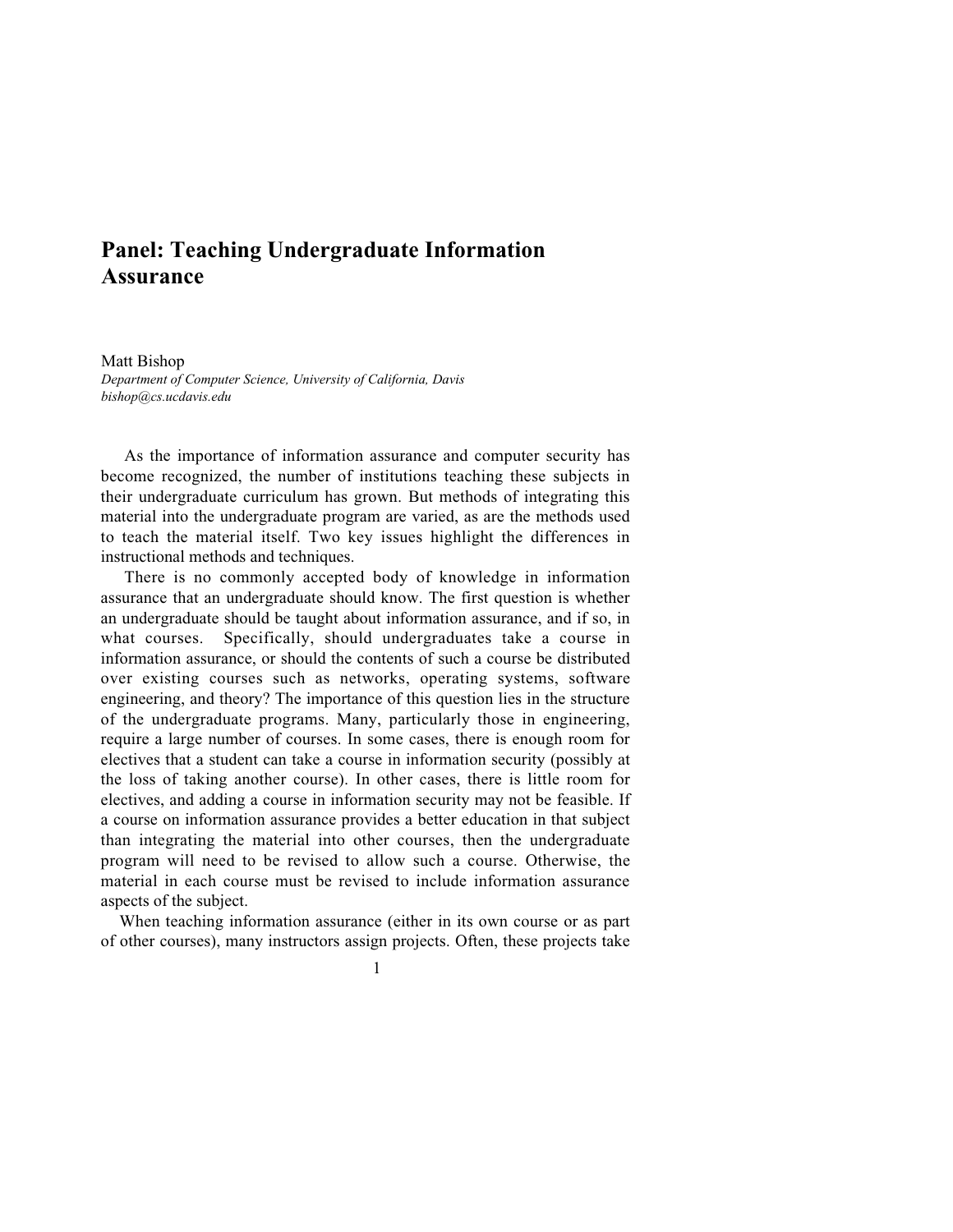# Panel: Teaching Undergraduate Information Assurance

Matt Bishop
*Department of Computer Science, University of California, Davis*
*bishop@cs.ucdavis.edu*

As the importance of information assurance and computer security has become recognized, the number of institutions teaching these subjects in their undergraduate curriculum has grown. But methods of integrating this material into the undergraduate program are varied, as are the methods used to teach the material itself. Two key issues highlight the differences in instructional methods and techniques.

There is no commonly accepted body of knowledge in information assurance that an undergraduate should know. The first question is whether an undergraduate should be taught about information assurance, and if so, in what courses. Specifically, should undergraduates take a course in information assurance, or should the contents of such a course be distributed over existing courses such as networks, operating systems, software engineering, and theory? The importance of this question lies in the structure of the undergraduate programs. Many, particularly those in engineering, require a large number of courses. In some cases, there is enough room for electives that a student can take a course in information security (possibly at the loss of taking another course). In other cases, there is little room for electives, and adding a course in information security may not be feasible. If a course on information assurance provides a better education in that subject than integrating the material into other courses, then the undergraduate program will need to be revised to allow such a course. Otherwise, the material in each course must be revised to include information assurance aspects of the subject.

When teaching information assurance (either in its own course or as part of other courses), many instructors assign projects. Often, these projects take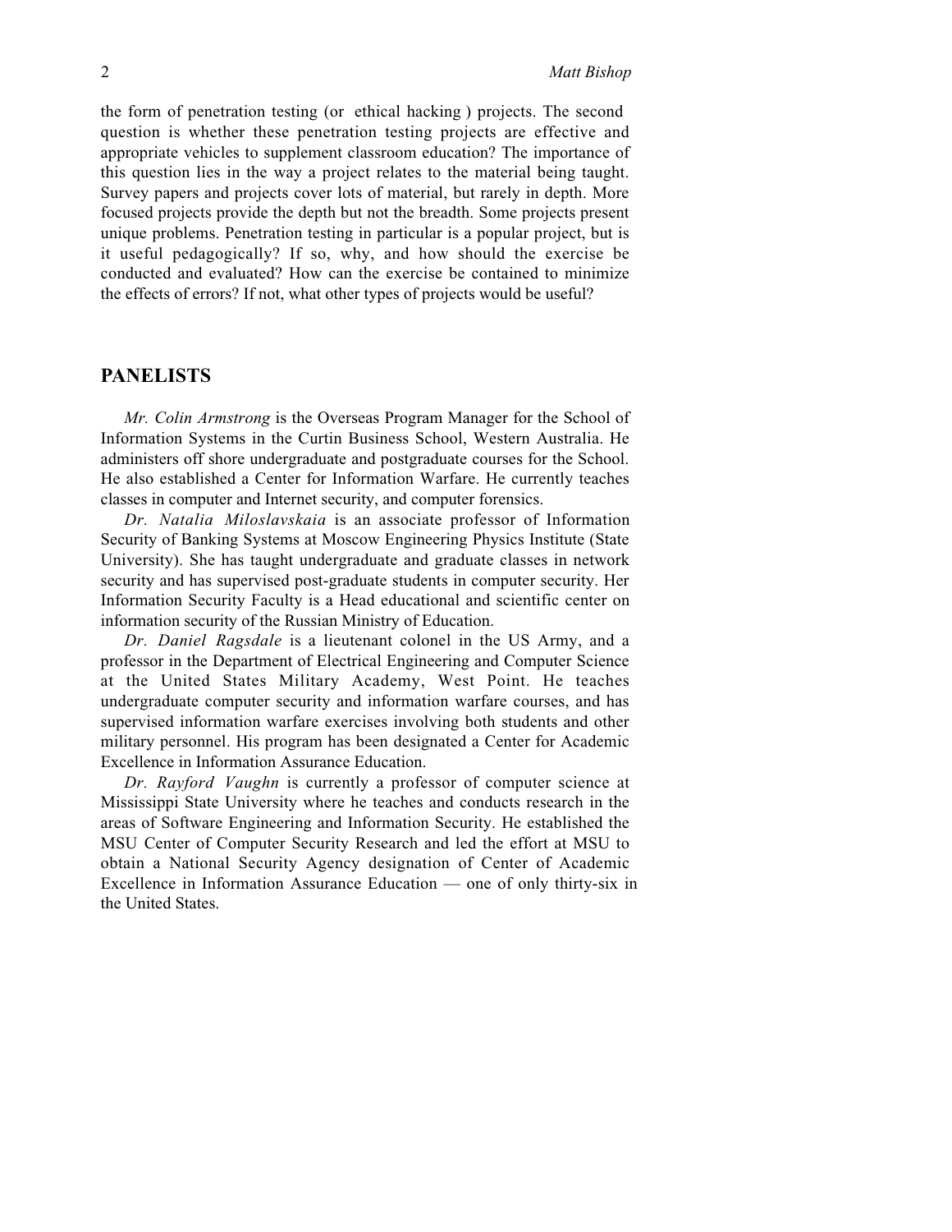the form of penetration testing (or ethical hacking ) projects. The second question is whether these penetration testing projects are effective and appropriate vehicles to supplement classroom education? The importance of this question lies in the way a project relates to the material being taught. Survey papers and projects cover lots of material, but rarely in depth. More focused projects provide the depth but not the breadth. Some projects present unique problems. Penetration testing in particular is a popular project, but is it useful pedagogically? If so, why, and how should the exercise be conducted and evaluated? How can the exercise be contained to minimize the effects of errors? If not, what other types of projects would be useful?

## PANELISTS

*Mr. Colin Armstrong* is the Overseas Program Manager for the School of Information Systems in the Curtin Business School, Western Australia. He administers off shore undergraduate and postgraduate courses for the School. He also established a Center for Information Warfare. He currently teaches classes in computer and Internet security, and computer forensics.

*Dr. Natalia Miloslavskaia* is an associate professor of Information Security of Banking Systems at Moscow Engineering Physics Institute (State University). She has taught undergraduate and graduate classes in network security and has supervised post-graduate students in computer security. Her Information Security Faculty is a Head educational and scientific center on information security of the Russian Ministry of Education.

*Dr. Daniel Ragsdale* is a lieutenant colonel in the US Army, and a professor in the Department of Electrical Engineering and Computer Science at the United States Military Academy, West Point. He teaches undergraduate computer security and information warfare courses, and has supervised information warfare exercises involving both students and other military personnel. His program has been designated a Center for Academic Excellence in Information Assurance Education.

*Dr. Rayford Vaughn* is currently a professor of computer science at Mississippi State University where he teaches and conducts research in the areas of Software Engineering and Information Security. He established the MSU Center of Computer Security Research and led the effort at MSU to obtain a National Security Agency designation of Center of Academic Excellence in Information Assurance Education — one of only thirty-six in the United States.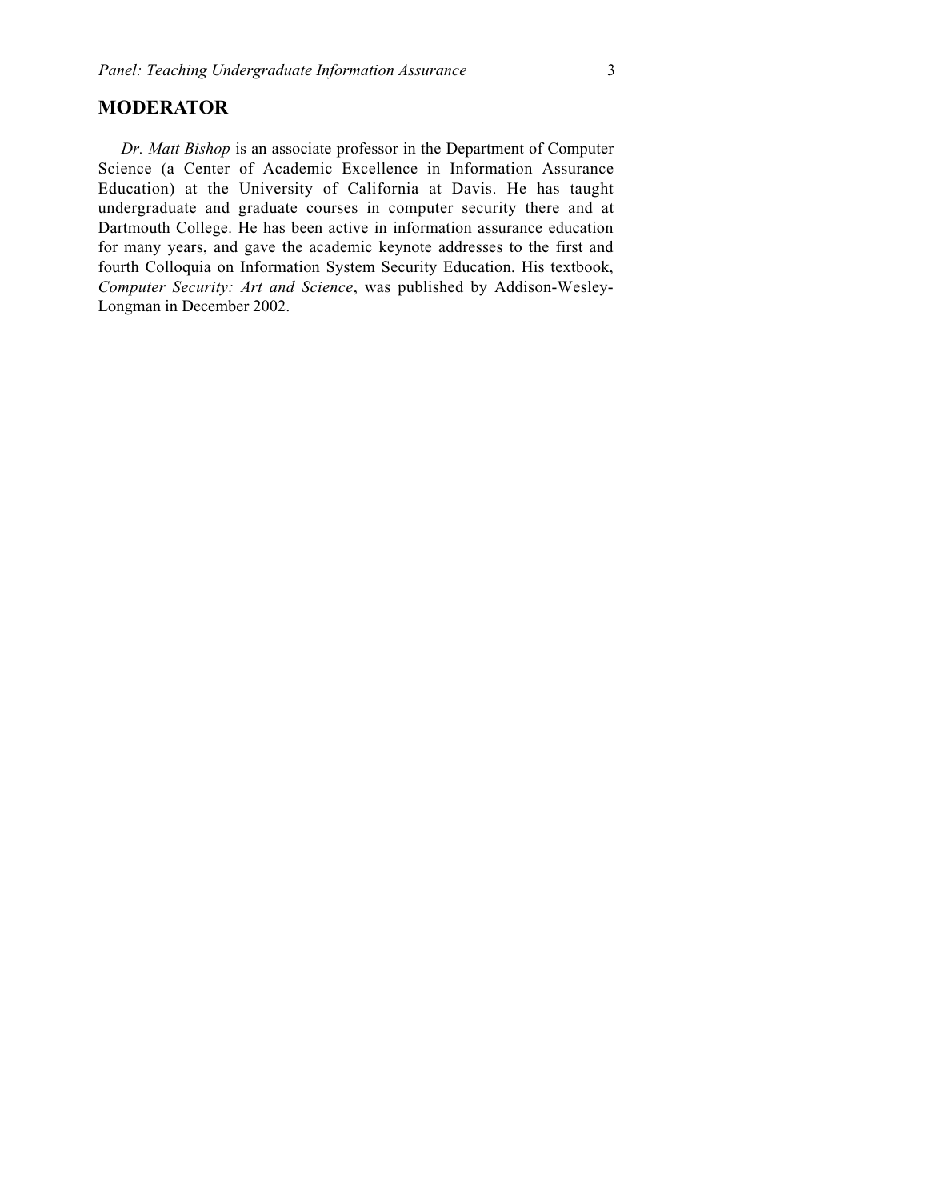## MODERATOR

*Dr. Matt Bishop* is an associate professor in the Department of Computer Science (a Center of Academic Excellence in Information Assurance Education) at the University of California at Davis. He has taught undergraduate and graduate courses in computer security there and at Dartmouth College. He has been active in information assurance education for many years, and gave the academic keynote addresses to the first and fourth Colloquia on Information System Security Education. His textbook, *Computer Security: Art and Science*, was published by Addison-Wesley-Longman in December 2002.